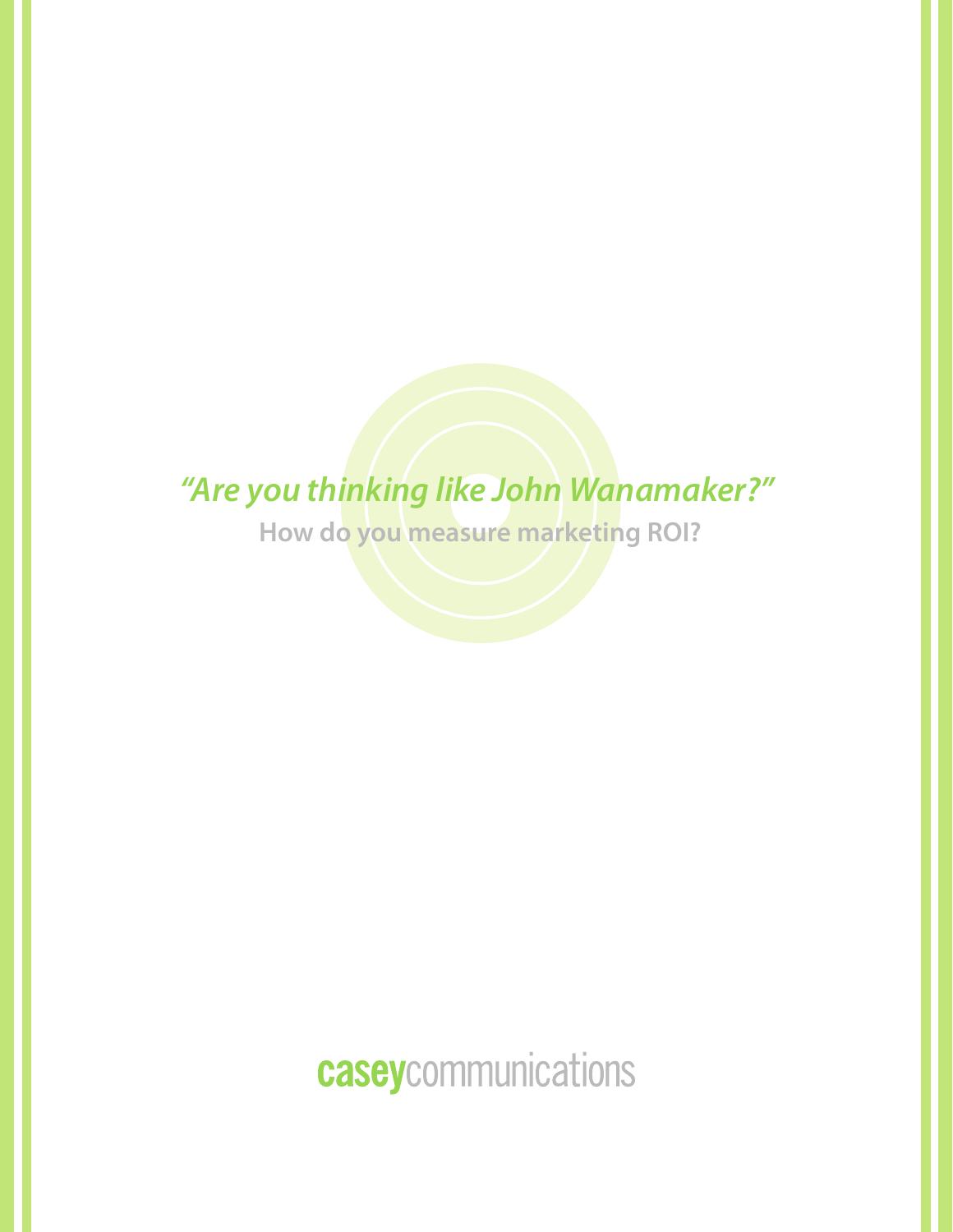# *"Are you thinking like John Wanamaker?"*

**How do you measure marketing ROI?**

**casey**communications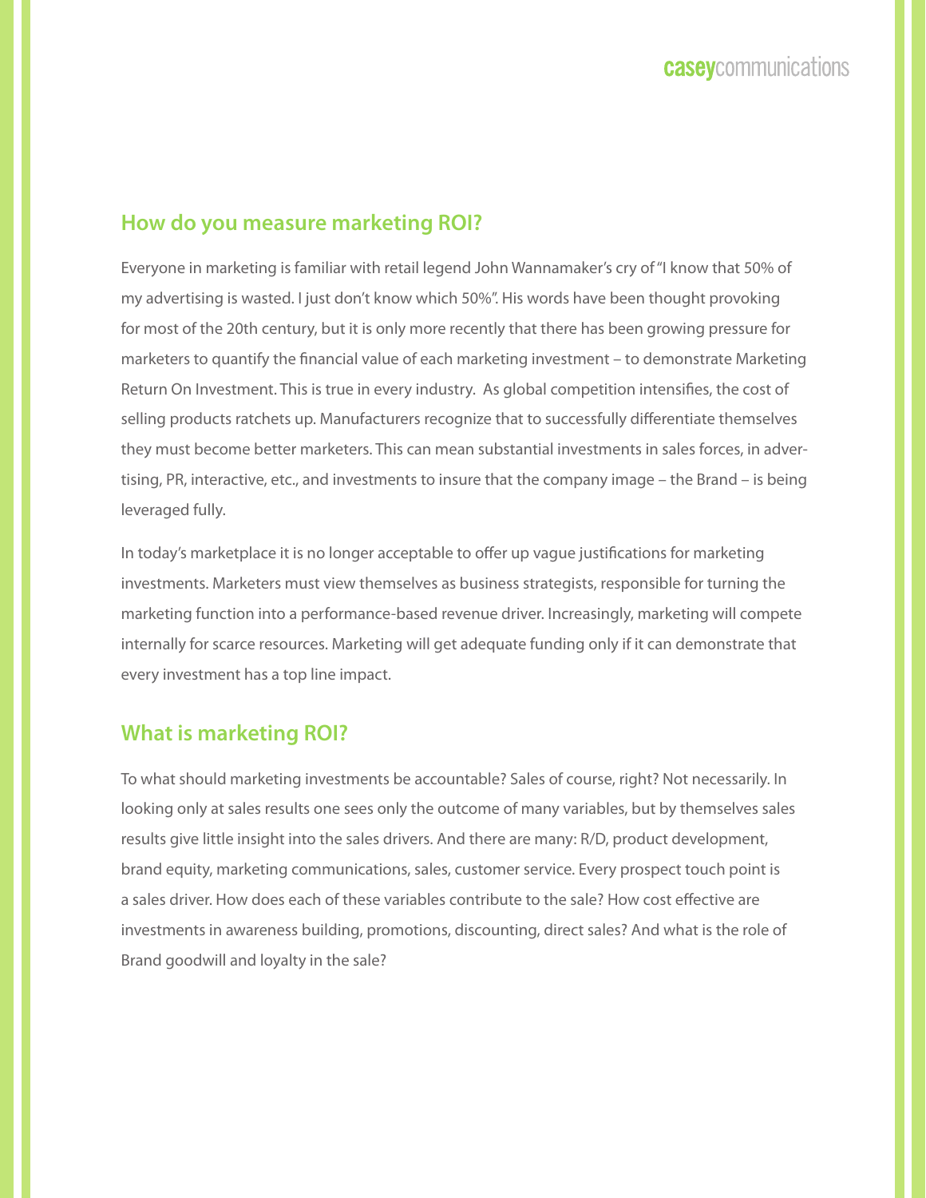## How do you measure marketing ROI?

Everyone in marketing is familiar with retail legend John Wannamaker's cry of "I know that 50% of my advertising is wasted. I just don't know which 50%". His words have been thought provoking for most of the 20th century, but it is only more recently that there has been growing pressure for marketers to quantify the financial value of each marketing investment – to demonstrate Marketing Return On Investment. This is true in every industry. As global competition intensifies, the cost of selling products ratchets up. Manufacturers recognize that to successfully differentiate themselves they must become better marketers. This can mean substantial investments in sales forces, in advertising, PR, interactive, etc., and investments to insure that the company image – the Brand – is being leveraged fully.

In today's marketplace it is no longer acceptable to offer up vague justifications for marketing investments. Marketers must view themselves as business strategists, responsible for turning the marketing function into a performance-based revenue driver. Increasingly, marketing will compete internally for scarce resources. Marketing will get adequate funding only if it can demonstrate that every investment has a top line impact.

## What is marketing ROI?

To what should marketing investments be accountable? Sales of course, right? Not necessarily. In looking only at sales results one sees only the outcome of many variables, but by themselves sales results give little insight into the sales drivers. And there are many: R/D, product development, brand equity, marketing communications, sales, customer service. Every prospect touch point is a sales driver. How does each of these variables contribute to the sale? How cost effective are investments in awareness building, promotions, discounting, direct sales? And what is the role of Brand goodwill and loyalty in the sale?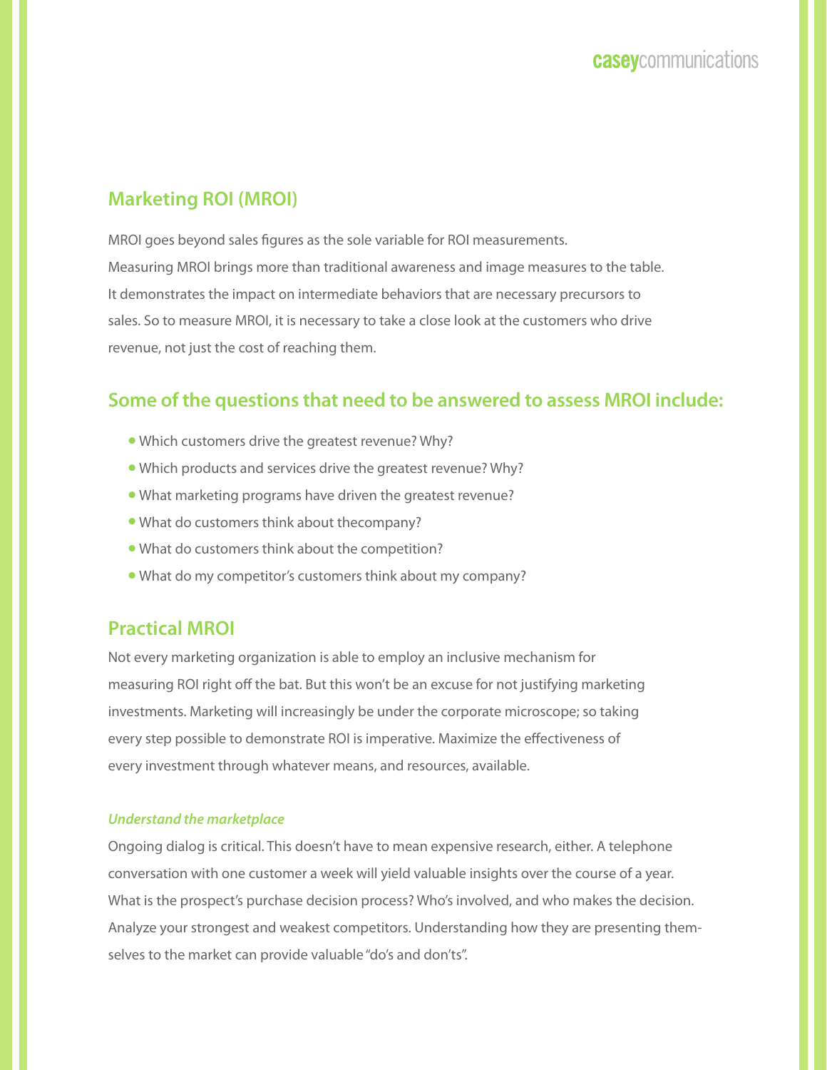## Marketing ROI (MROI)

MROI goes beyond sales figures as the sole variable for ROI measurements. Measuring MROI brings more than traditional awareness and image measures to the table. It demonstrates the impact on intermediate behaviors that are necessary precursors to sales. So to measure MROI, it is necessary to take a close look at the customers who drive revenue, not just the cost of reaching them.

## Some of the questions that need to be answered to assess MROI include:

- Which customers drive the greatest revenue? Why?
- Which products and services drive the greatest revenue? Why?
- What marketing programs have driven the greatest revenue?
- What do customers think about thecompany?
- What do customers think about the competition?
- What do my competitor's customers think about my company?

## Practical MROI

Not every marketing organization is able to employ an inclusive mechanism for measuring ROI right off the bat. But this won't be an excuse for not justifying marketing investments. Marketing will increasingly be under the corporate microscope; so taking every step possible to demonstrate ROI is imperative. Maximize the effectiveness of every investment through whatever means, and resources, available.

### *Understand the marketplace*

Ongoing dialog is critical. This doesn't have to mean expensive research, either. A telephone conversation with one customer a week will yield valuable insights over the course of a year. What is the prospect's purchase decision process? Who's involved, and who makes the decision. Analyze your strongest and weakest competitors. Understanding how they are presenting themselves to the market can provide valuable "do's and don'ts".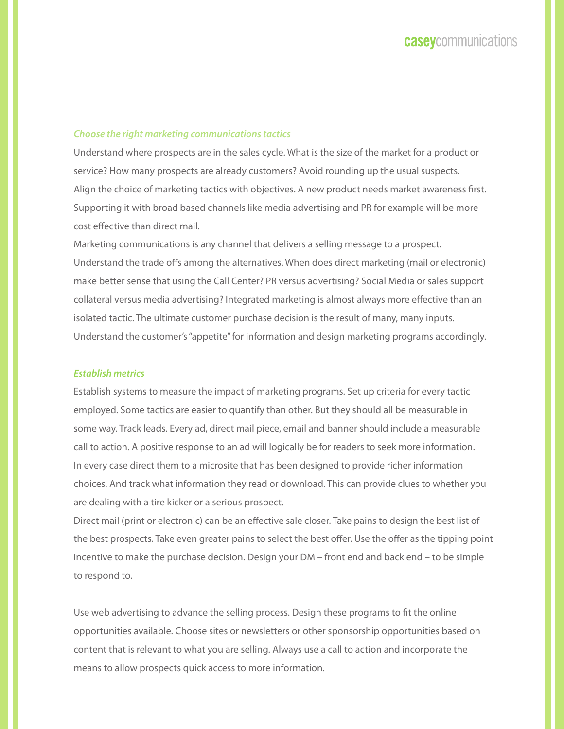### *Choose the right marketing communications tactics*

Understand where prospects are in the sales cycle. What is the size of the market for a product or service? How many prospects are already customers? Avoid rounding up the usual suspects. Align the choice of marketing tactics with objectives. A new product needs market awareness first. Supporting it with broad based channels like media advertising and PR for example will be more cost effective than direct mail.

Marketing communications is any channel that delivers a selling message to a prospect. Understand the trade offs among the alternatives. When does direct marketing (mail or electronic) make better sense that using the Call Center? PR versus advertising? Social Media or sales support collateral versus media advertising? Integrated marketing is almost always more effective than an isolated tactic. The ultimate customer purchase decision is the result of many, many inputs. Understand the customer's "appetite" for information and design marketing programs accordingly.

### *Establish metrics*

Establish systems to measure the impact of marketing programs. Set up criteria for every tactic employed. Some tactics are easier to quantify than other. But they should all be measurable in some way. Track leads. Every ad, direct mail piece, email and banner should include a measurable call to action. A positive response to an ad will logically be for readers to seek more information. In every case direct them to a microsite that has been designed to provide richer information choices. And track what information they read or download. This can provide clues to whether you are dealing with a tire kicker or a serious prospect.

Direct mail (print or electronic) can be an effective sale closer. Take pains to design the best list of the best prospects. Take even greater pains to select the best offer. Use the offer as the tipping point incentive to make the purchase decision. Design your DM – front end and back end – to be simple to respond to.

Use web advertising to advance the selling process. Design these programs to fit the online opportunities available. Choose sites or newsletters or other sponsorship opportunities based on content that is relevant to what you are selling. Always use a call to action and incorporate the means to allow prospects quick access to more information.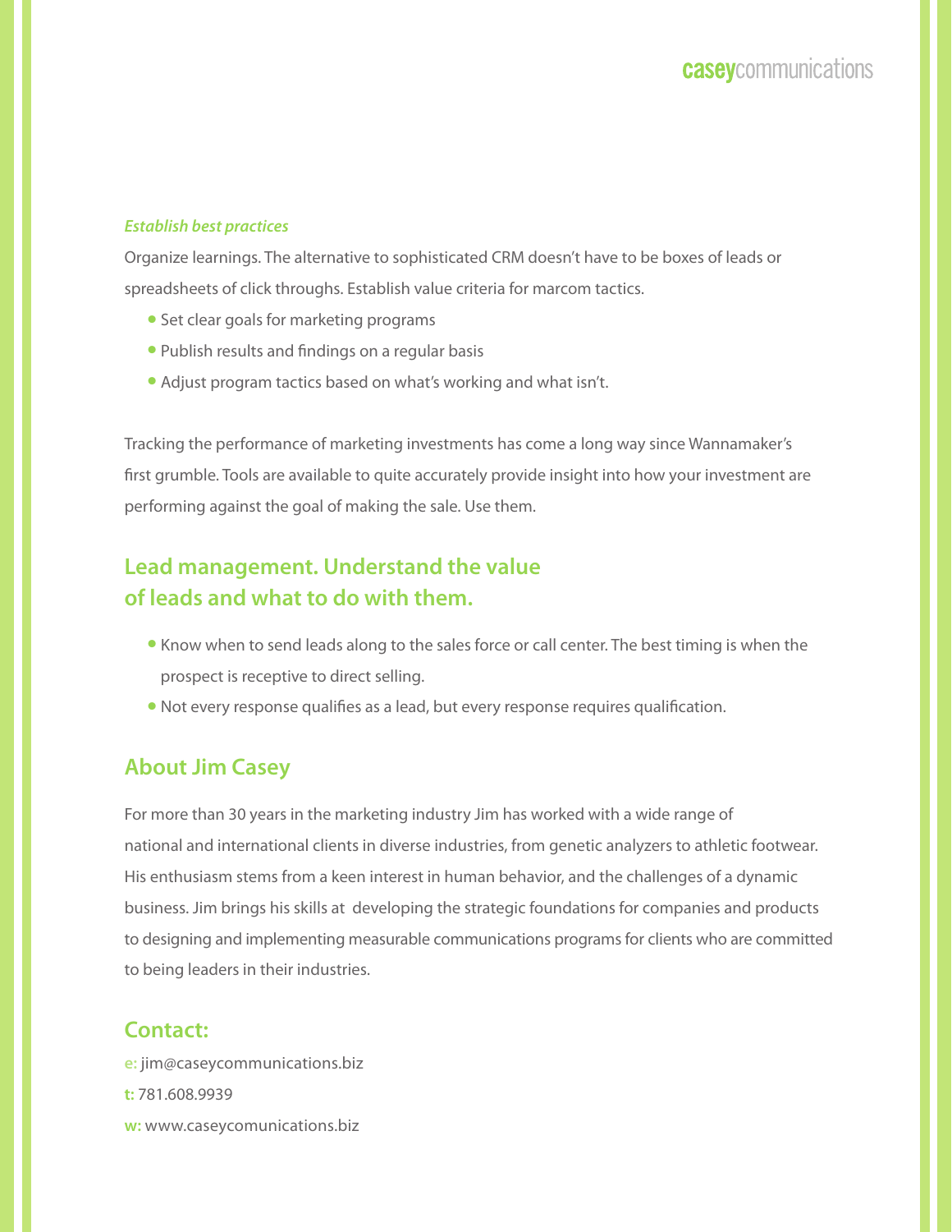*Establish best practices*

Organize learnings. The alternative to sophisticated CRM doesn't have to be boxes of leads or spreadsheets of click throughs. Establish value criteria for marcom tactics.

- Set clear goals for marketing programs
- Publish results and findings on a regular basis
- Adjust program tactics based on what's working and what isn't.

Tracking the performance of marketing investments has come a long way since Wannamaker's first grumble. Tools are available to quite accurately provide insight into how your investment are performing against the goal of making the sale. Use them.

## Lead management. Understand the value of leads and what to do with them.

- Know when to send leads along to the sales force or call center. The best timing is when the prospect is receptive to direct selling.
- Not every response qualifies as a lead, but every response requires qualification.

## About Jim Casey

For more than 30 years in the marketing industry Jim has worked with a wide range of national and international clients in diverse industries, from genetic analyzers to athletic footwear. His enthusiasm stems from a keen interest in human behavior, and the challenges of a dynamic business. Jim brings his skills at developing the strategic foundations for companies and products to designing and implementing measurable communications programs for clients who are committed to being leaders in their industries.

## Contact:

**e:** jim@caseycommunications.biz
**t:** 781.608.9939
**w:** www.caseycomunications.biz